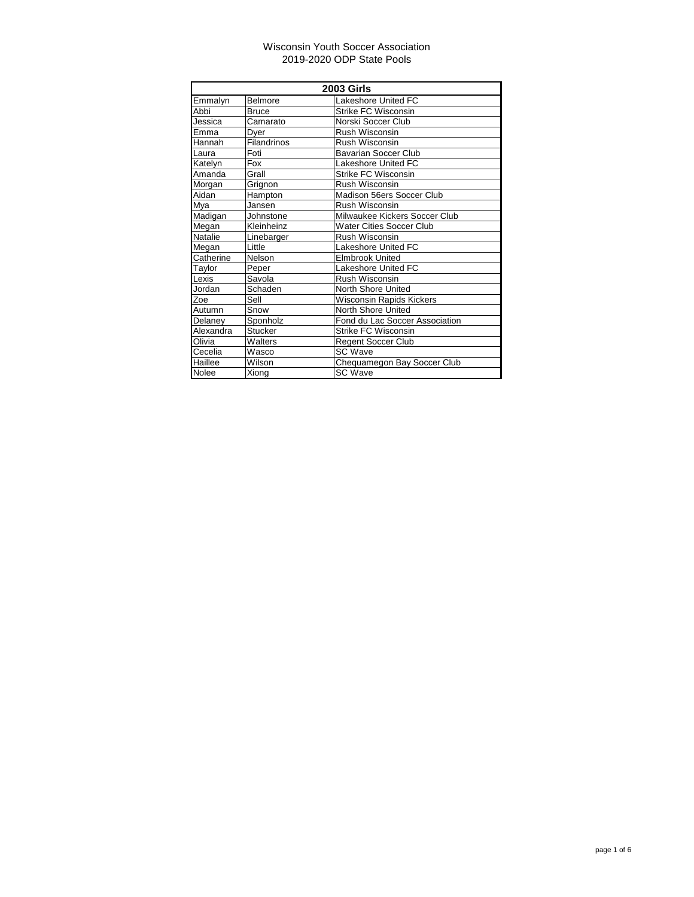# Wisconsin Youth Soccer Association
## 2019-2020 ODP State Pools

| 2003 Girls | | |
|---|---|---|
| Emmalyn | Belmore | Lakeshore United FC |
| Abbi | Bruce | Strike FC Wisconsin |
| Jessica | Camarato | Norski Soccer Club |
| Emma | Dyer | Rush Wisconsin |
| Hannah | Filandrinos | Rush Wisconsin |
| Laura | Foti | Bavarian Soccer Club |
| Katelyn | Fox | Lakeshore United FC |
| Amanda | Grall | Strike FC Wisconsin |
| Morgan | Grignon | Rush Wisconsin |
| Aidan | Hampton | Madison 56ers Soccer Club |
| Mya | Jansen | Rush Wisconsin |
| Madigan | Johnstone | Milwaukee Kickers Soccer Club |
| Megan | Kleinheinz | Water Cities Soccer Club |
| Natalie | Linebarger | Rush Wisconsin |
| Megan | Little | Lakeshore United FC |
| Catherine | Nelson | Elmbrook United |
| Taylor | Peper | Lakeshore United FC |
| Lexis | Savola | Rush Wisconsin |
| Jordan | Schaden | North Shore United |
| Zoe | Sell | Wisconsin Rapids Kickers |
| Autumn | Snow | North Shore United |
| Delaney | Sponholz | Fond du Lac Soccer Association |
| Alexandra | Stucker | Strike FC Wisconsin |
| Olivia | Walters | Regent Soccer Club |
| Cecelia | Wasco | SC Wave |
| Haillee | Wilson | Chequamegon Bay Soccer Club |
| Nolee | Xiong | SC Wave |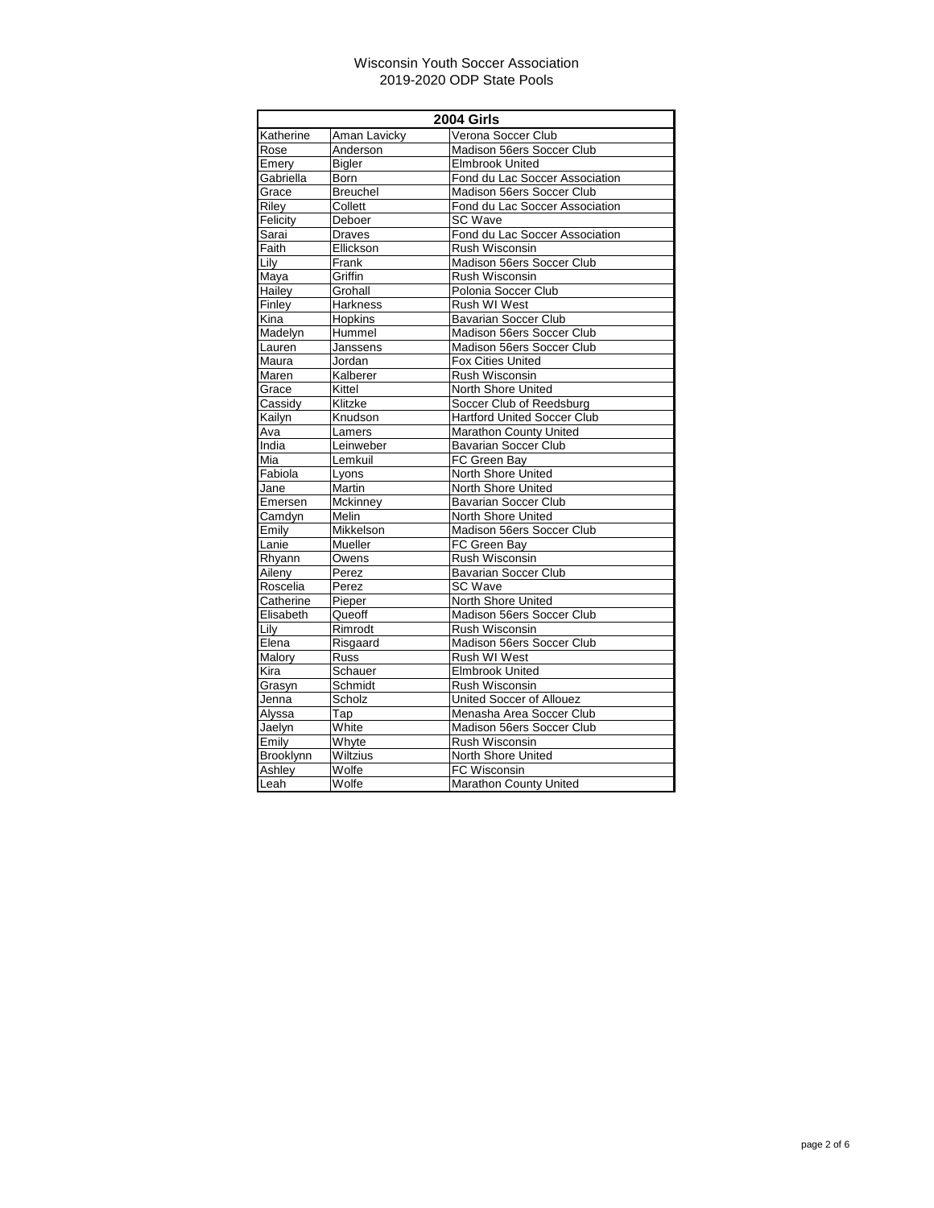Wisconsin Youth Soccer Association
2019-2020 ODP State Pools

| 2004 Girls | | |
|---|---|---|
| Katherine | Aman Lavicky | Verona Soccer Club |
| Rose | Anderson | Madison 56ers Soccer Club |
| Emery | Bigler | Elmbrook United |
| Gabriella | Born | Fond du Lac Soccer Association |
| Grace | Breuchel | Madison 56ers Soccer Club |
| Riley | Collett | Fond du Lac Soccer Association |
| Felicity | Deboer | SC Wave |
| Sarai | Draves | Fond du Lac Soccer Association |
| Faith | Ellickson | Rush Wisconsin |
| Lily | Frank | Madison 56ers Soccer Club |
| Maya | Griffin | Rush Wisconsin |
| Hailey | Grohall | Polonia Soccer Club |
| Finley | Harkness | Rush WI West |
| Kina | Hopkins | Bavarian Soccer Club |
| Madelyn | Hummel | Madison 56ers Soccer Club |
| Lauren | Janssens | Madison 56ers Soccer Club |
| Maura | Jordan | Fox Cities United |
| Maren | Kalberer | Rush Wisconsin |
| Grace | Kittel | North Shore United |
| Cassidy | Klitzke | Soccer Club of Reedsburg |
| Kailyn | Knudson | Hartford United Soccer Club |
| Ava | Lamers | Marathon County United |
| India | Leinweber | Bavarian Soccer Club |
| Mia | Lemkuil | FC Green Bay |
| Fabiola | Lyons | North Shore United |
| Jane | Martin | North Shore United |
| Emersen | Mckinney | Bavarian Soccer Club |
| Camdyn | Melin | North Shore United |
| Emily | Mikkelson | Madison 56ers Soccer Club |
| Lanie | Mueller | FC Green Bay |
| Rhyann | Owens | Rush Wisconsin |
| Aileny | Perez | Bavarian Soccer Club |
| Roscelia | Perez | SC Wave |
| Catherine | Pieper | North Shore United |
| Elisabeth | Queoff | Madison 56ers Soccer Club |
| Lily | Rimrodt | Rush Wisconsin |
| Elena | Risgaard | Madison 56ers Soccer Club |
| Malory | Russ | Rush WI West |
| Kira | Schauer | Elmbrook United |
| Grasyn | Schmidt | Rush Wisconsin |
| Jenna | Scholz | United Soccer of Allouez |
| Alyssa | Tap | Menasha Area Soccer Club |
| Jaelyn | White | Madison 56ers Soccer Club |
| Emily | Whyte | Rush Wisconsin |
| Brooklynn | Wiltzius | North Shore United |
| Ashley | Wolfe | FC Wisconsin |
| Leah | Wolfe | Marathon County United |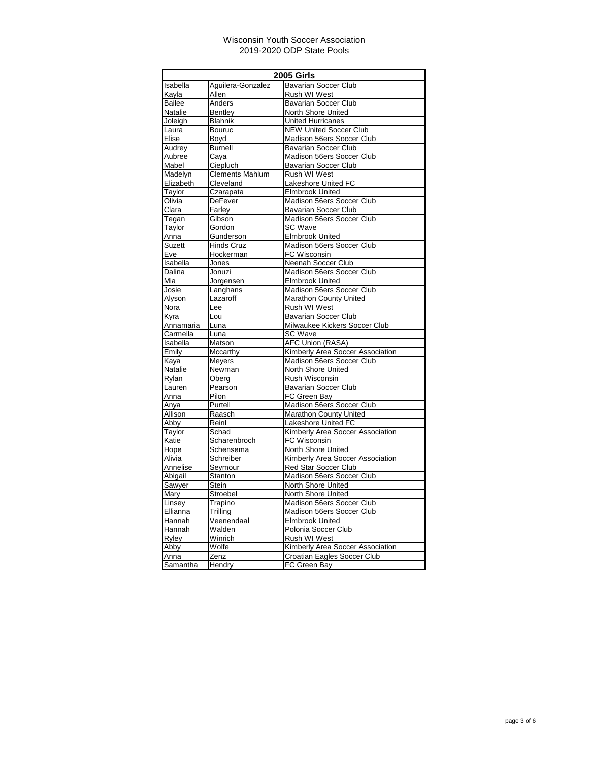# Wisconsin Youth Soccer Association

## 2019-2020 ODP State Pools

| 2005 Girls | | |
|---|---|---|
| Isabella | Aguilera-Gonzalez | Bavarian Soccer Club |
| Kayla | Allen | Rush WI West |
| Bailee | Anders | Bavarian Soccer Club |
| Natalie | Bentley | North Shore United |
| Joleigh | Blahnik | United Hurricanes |
| Laura | Bouruc | NEW United Soccer Club |
| Elise | Boyd | Madison 56ers Soccer Club |
| Audrey | Burnell | Bavarian Soccer Club |
| Aubree | Caya | Madison 56ers Soccer Club |
| Mabel | Ciepluch | Bavarian Soccer Club |
| Madelyn | Clements Mahlum | Rush WI West |
| Elizabeth | Cleveland | Lakeshore United FC |
| Taylor | Czarapata | Elmbrook United |
| Olivia | DeFever | Madison 56ers Soccer Club |
| Clara | Farley | Bavarian Soccer Club |
| Tegan | Gibson | Madison 56ers Soccer Club |
| Taylor | Gordon | SC Wave |
| Anna | Gunderson | Elmbrook United |
| Suzett | Hinds Cruz | Madison 56ers Soccer Club |
| Eve | Hockerman | FC Wisconsin |
| Isabella | Jones | Neenah Soccer Club |
| Dalina | Jonuzi | Madison 56ers Soccer Club |
| Mia | Jorgensen | Elmbrook United |
| Josie | Langhans | Madison 56ers Soccer Club |
| Alyson | Lazaroff | Marathon County United |
| Nora | Lee | Rush WI West |
| Kyra | Lou | Bavarian Soccer Club |
| Annamaria | Luna | Milwaukee Kickers Soccer Club |
| Carmella | Luna | SC Wave |
| Isabella | Matson | AFC Union (RASA) |
| Emily | Mccarthy | Kimberly Area Soccer Association |
| Kaya | Meyers | Madison 56ers Soccer Club |
| Natalie | Newman | North Shore United |
| Rylan | Oberg | Rush Wisconsin |
| Lauren | Pearson | Bavarian Soccer Club |
| Anna | Pilon | FC Green Bay |
| Anya | Purtell | Madison 56ers Soccer Club |
| Allison | Raasch | Marathon County United |
| Abby | Reinl | Lakeshore United FC |
| Taylor | Schad | Kimberly Area Soccer Association |
| Katie | Scharenbroch | FC Wisconsin |
| Hope | Schensema | North Shore United |
| Alivia | Schreiber | Kimberly Area Soccer Association |
| Annelise | Seymour | Red Star Soccer Club |
| Abigail | Stanton | Madison 56ers Soccer Club |
| Sawyer | Stein | North Shore United |
| Mary | Stroebel | North Shore United |
| Linsey | Trapino | Madison 56ers Soccer Club |
| Ellianna | Trilling | Madison 56ers Soccer Club |
| Hannah | Veenendaal | Elmbrook United |
| Hannah | Walden | Polonia Soccer Club |
| Ryley | Winrich | Rush WI West |
| Abby | Wolfe | Kimberly Area Soccer Association |
| Anna | Zenz | Croatian Eagles Soccer Club |
| Samantha | Hendry | FC Green Bay |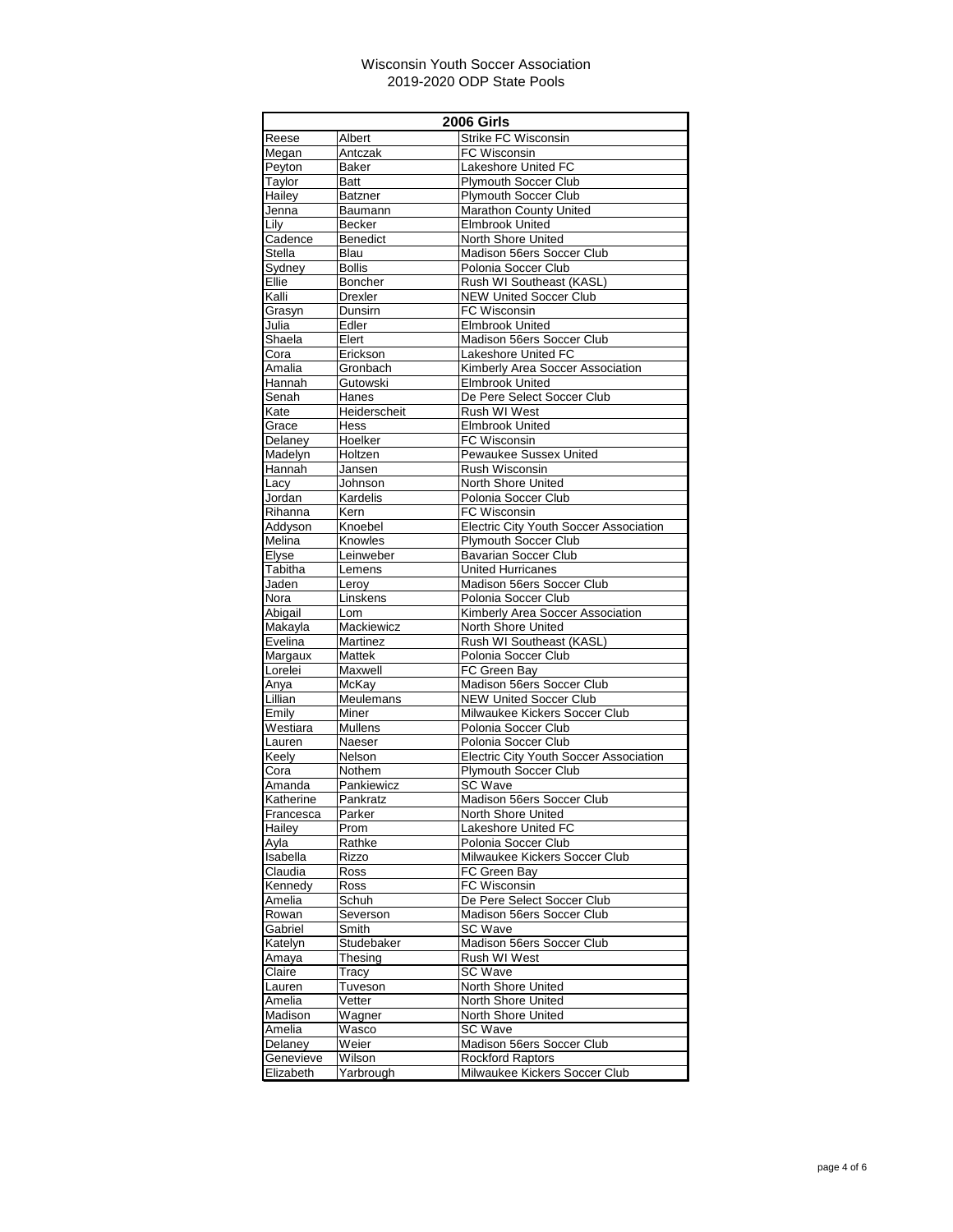Wisconsin Youth Soccer Association
2019-2020 ODP State Pools

| 2006 Girls | | |
|---|---|---|
| Reese | Albert | Strike FC Wisconsin |
| Megan | Antczak | FC Wisconsin |
| Peyton | Baker | Lakeshore United FC |
| Taylor | Batt | Plymouth Soccer Club |
| Hailey | Batzner | Plymouth Soccer Club |
| Jenna | Baumann | Marathon County United |
| Lily | Becker | Elmbrook United |
| Cadence | Benedict | North Shore United |
| Stella | Blau | Madison 56ers Soccer Club |
| Sydney | Bollis | Polonia Soccer Club |
| Ellie | Boncher | Rush WI Southeast (KASL) |
| Kalli | Drexler | NEW United Soccer Club |
| Grasyn | Dunsirn | FC Wisconsin |
| Julia | Edler | Elmbrook United |
| Shaela | Elert | Madison 56ers Soccer Club |
| Cora | Erickson | Lakeshore United FC |
| Amalia | Gronbach | Kimberly Area Soccer Association |
| Hannah | Gutowski | Elmbrook United |
| Senah | Hanes | De Pere Select Soccer Club |
| Kate | Heiderscheit | Rush WI West |
| Grace | Hess | Elmbrook United |
| Delaney | Hoelker | FC Wisconsin |
| Madelyn | Holtzen | Pewaukee Sussex United |
| Hannah | Jansen | Rush Wisconsin |
| Lacy | Johnson | North Shore United |
| Jordan | Kardelis | Polonia Soccer Club |
| Rihanna | Kern | FC Wisconsin |
| Addyson | Knoebel | Electric City Youth Soccer Association |
| Melina | Knowles | Plymouth Soccer Club |
| Elyse | Leinweber | Bavarian Soccer Club |
| Tabitha | Lemens | United Hurricanes |
| Jaden | Leroy | Madison 56ers Soccer Club |
| Nora | Linskens | Polonia Soccer Club |
| Abigail | Lom | Kimberly Area Soccer Association |
| Makayla | Mackiewicz | North Shore United |
| Evelina | Martinez | Rush WI Southeast (KASL) |
| Margaux | Mattek | Polonia Soccer Club |
| Lorelei | Maxwell | FC Green Bay |
| Anya | McKay | Madison 56ers Soccer Club |
| Lillian | Meulemans | NEW United Soccer Club |
| Emily | Miner | Milwaukee Kickers Soccer Club |
| Westiara | Mullens | Polonia Soccer Club |
| Lauren | Naeser | Polonia Soccer Club |
| Keely | Nelson | Electric City Youth Soccer Association |
| Cora | Nothem | Plymouth Soccer Club |
| Amanda | Pankiewicz | SC Wave |
| Katherine | Pankratz | Madison 56ers Soccer Club |
| Francesca | Parker | North Shore United |
| Hailey | Prom | Lakeshore United FC |
| Ayla | Rathke | Polonia Soccer Club |
| Isabella | Rizzo | Milwaukee Kickers Soccer Club |
| Claudia | Ross | FC Green Bay |
| Kennedy | Ross | FC Wisconsin |
| Amelia | Schuh | De Pere Select Soccer Club |
| Rowan | Severson | Madison 56ers Soccer Club |
| Gabriel | Smith | SC Wave |
| Katelyn | Studebaker | Madison 56ers Soccer Club |
| Amaya | Thesing | Rush WI West |
| Claire | Tracy | SC Wave |
| Lauren | Tuveson | North Shore United |
| Amelia | Vetter | North Shore United |
| Madison | Wagner | North Shore United |
| Amelia | Wasco | SC Wave |
| Delaney | Weier | Madison 56ers Soccer Club |
| Genevieve | Wilson | Rockford Raptors |
| Elizabeth | Yarbrough | Milwaukee Kickers Soccer Club |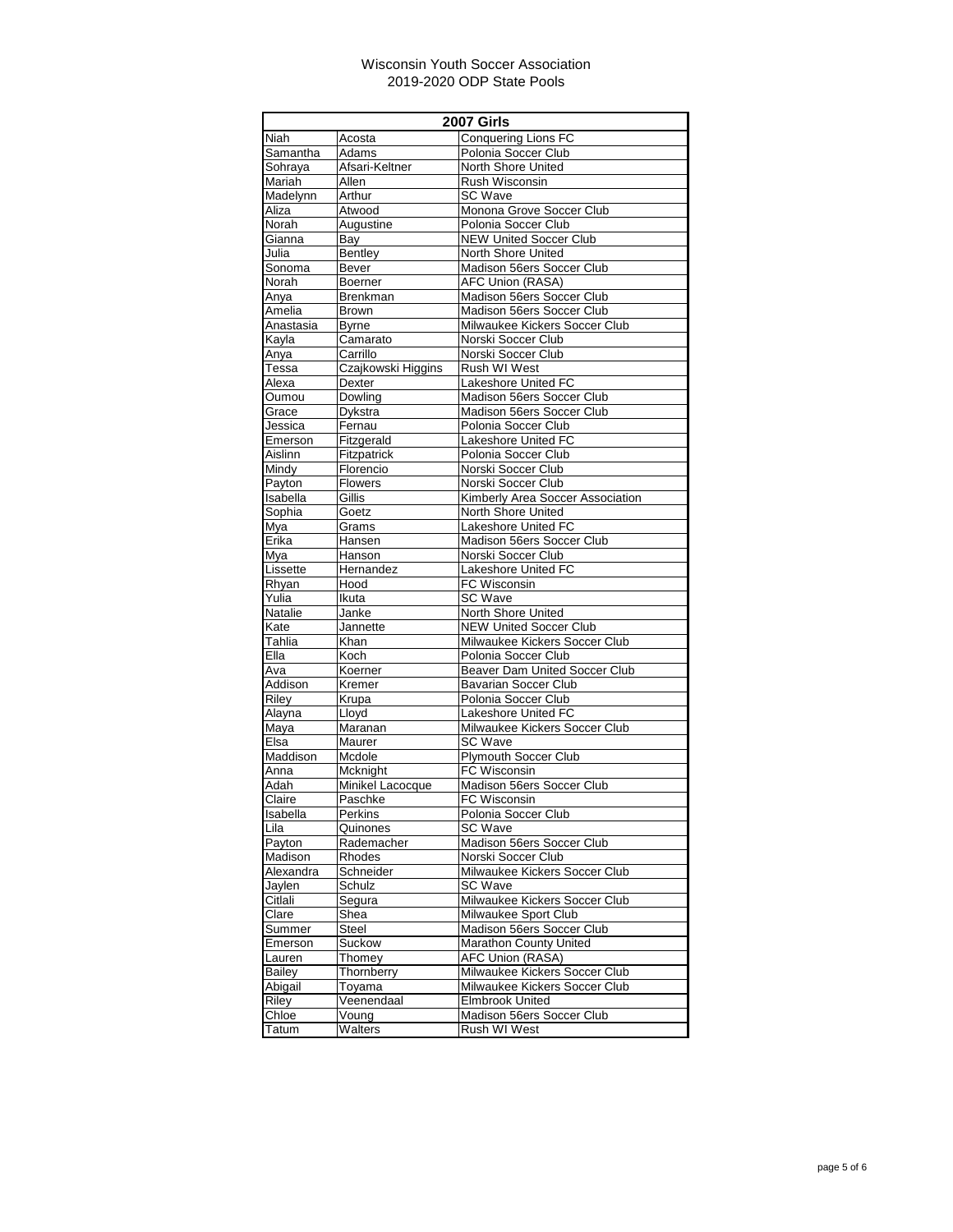Wisconsin Youth Soccer Association
2019-2020 ODP State Pools

| 2007 Girls | | |
|---|---|---|
| Niah | Acosta | Conquering Lions FC |
| Samantha | Adams | Polonia Soccer Club |
| Sohraya | Afsari-Keltner | North Shore United |
| Mariah | Allen | Rush Wisconsin |
| Madelynn | Arthur | SC Wave |
| Aliza | Atwood | Monona Grove Soccer Club |
| Norah | Augustine | Polonia Soccer Club |
| Gianna | Bay | NEW United Soccer Club |
| Julia | Bentley | North Shore United |
| Sonoma | Bever | Madison 56ers Soccer Club |
| Norah | Boerner | AFC Union (RASA) |
| Anya | Brenkman | Madison 56ers Soccer Club |
| Amelia | Brown | Madison 56ers Soccer Club |
| Anastasia | Byrne | Milwaukee Kickers Soccer Club |
| Kayla | Camarato | Norski Soccer Club |
| Anya | Carrillo | Norski Soccer Club |
| Tessa | Czajkowski Higgins | Rush WI West |
| Alexa | Dexter | Lakeshore United FC |
| Oumou | Dowling | Madison 56ers Soccer Club |
| Grace | Dykstra | Madison 56ers Soccer Club |
| Jessica | Fernau | Polonia Soccer Club |
| Emerson | Fitzgerald | Lakeshore United FC |
| Aislinn | Fitzpatrick | Polonia Soccer Club |
| Mindy | Florencio | Norski Soccer Club |
| Payton | Flowers | Norski Soccer Club |
| Isabella | Gillis | Kimberly Area Soccer Association |
| Sophia | Goetz | North Shore United |
| Mya | Grams | Lakeshore United FC |
| Erika | Hansen | Madison 56ers Soccer Club |
| Mya | Hanson | Norski Soccer Club |
| Lissette | Hernandez | Lakeshore United FC |
| Rhyan | Hood | FC Wisconsin |
| Yulia | Ikuta | SC Wave |
| Natalie | Janke | North Shore United |
| Kate | Jannette | NEW United Soccer Club |
| Tahlia | Khan | Milwaukee Kickers Soccer Club |
| Ella | Koch | Polonia Soccer Club |
| Ava | Koerner | Beaver Dam United Soccer Club |
| Addison | Kremer | Bavarian Soccer Club |
| Riley | Krupa | Polonia Soccer Club |
| Alayna | Lloyd | Lakeshore United FC |
| Maya | Maranan | Milwaukee Kickers Soccer Club |
| Elsa | Maurer | SC Wave |
| Maddison | Mcdole | Plymouth Soccer Club |
| Anna | Mcknight | FC Wisconsin |
| Adah | Minikel Lacocque | Madison 56ers Soccer Club |
| Claire | Paschke | FC Wisconsin |
| Isabella | Perkins | Polonia Soccer Club |
| Lila | Quinones | SC Wave |
| Payton | Rademacher | Madison 56ers Soccer Club |
| Madison | Rhodes | Norski Soccer Club |
| Alexandra | Schneider | Milwaukee Kickers Soccer Club |
| Jaylen | Schulz | SC Wave |
| Citlali | Segura | Milwaukee Kickers Soccer Club |
| Clare | Shea | Milwaukee Sport Club |
| Summer | Steel | Madison 56ers Soccer Club |
| Emerson | Suckow | Marathon County United |
| Lauren | Thomey | AFC Union (RASA) |
| Bailey | Thornberry | Milwaukee Kickers Soccer Club |
| Abigail | Toyama | Milwaukee Kickers Soccer Club |
| Riley | Veenendaal | Elmbrook United |
| Chloe | Voung | Madison 56ers Soccer Club |
| Tatum | Walters | Rush WI West |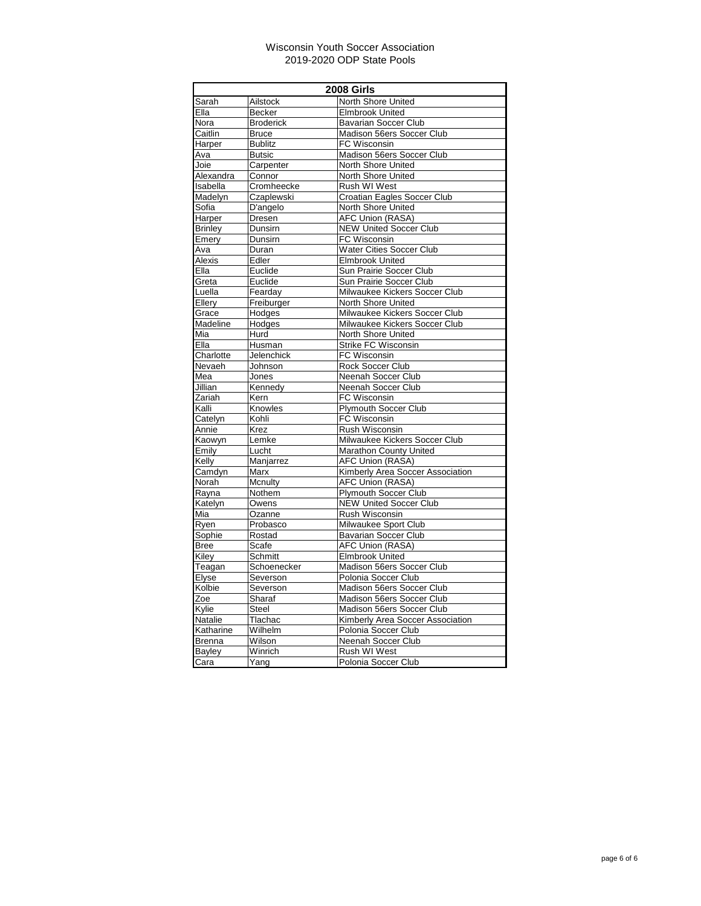Wisconsin Youth Soccer Association
2019-2020 ODP State Pools

| 2008 Girls | | |
|---|---|---|
| Sarah | Ailstock | North Shore United |
| Ella | Becker | Elmbrook United |
| Nora | Broderick | Bavarian Soccer Club |
| Caitlin | Bruce | Madison 56ers Soccer Club |
| Harper | Bublitz | FC Wisconsin |
| Ava | Butsic | Madison 56ers Soccer Club |
| Joie | Carpenter | North Shore United |
| Alexandra | Connor | North Shore United |
| Isabella | Cromheecke | Rush WI West |
| Madelyn | Czaplewski | Croatian Eagles Soccer Club |
| Sofia | D'angelo | North Shore United |
| Harper | Dresen | AFC Union (RASA) |
| Brinley | Dunsirn | NEW United Soccer Club |
| Emery | Dunsirn | FC Wisconsin |
| Ava | Duran | Water Cities Soccer Club |
| Alexis | Edler | Elmbrook United |
| Ella | Euclide | Sun Prairie Soccer Club |
| Greta | Euclide | Sun Prairie Soccer Club |
| Luella | Fearday | Milwaukee Kickers Soccer Club |
| Ellery | Freiburger | North Shore United |
| Grace | Hodges | Milwaukee Kickers Soccer Club |
| Madeline | Hodges | Milwaukee Kickers Soccer Club |
| Mia | Hurd | North Shore United |
| Ella | Husman | Strike FC Wisconsin |
| Charlotte | Jelenchick | FC Wisconsin |
| Nevaeh | Johnson | Rock Soccer Club |
| Mea | Jones | Neenah Soccer Club |
| Jillian | Kennedy | Neenah Soccer Club |
| Zariah | Kern | FC Wisconsin |
| Kalli | Knowles | Plymouth Soccer Club |
| Catelyn | Kohli | FC Wisconsin |
| Annie | Krez | Rush Wisconsin |
| Kaowyn | Lemke | Milwaukee Kickers Soccer Club |
| Emily | Lucht | Marathon County United |
| Kelly | Manjarrez | AFC Union (RASA) |
| Camdyn | Marx | Kimberly Area Soccer Association |
| Norah | Mcnulty | AFC Union (RASA) |
| Rayna | Nothem | Plymouth Soccer Club |
| Katelyn | Owens | NEW United Soccer Club |
| Mia | Ozanne | Rush Wisconsin |
| Ryen | Probasco | Milwaukee Sport Club |
| Sophie | Rostad | Bavarian Soccer Club |
| Bree | Scafe | AFC Union (RASA) |
| Kiley | Schmitt | Elmbrook United |
| Teagan | Schoenecker | Madison 56ers Soccer Club |
| Elyse | Severson | Polonia Soccer Club |
| Kolbie | Severson | Madison 56ers Soccer Club |
| Zoe | Sharaf | Madison 56ers Soccer Club |
| Kylie | Steel | Madison 56ers Soccer Club |
| Natalie | Tlachac | Kimberly Area Soccer Association |
| Katharine | Wilhelm | Polonia Soccer Club |
| Brenna | Wilson | Neenah Soccer Club |
| Bayley | Winrich | Rush WI West |
| Cara | Yang | Polonia Soccer Club |